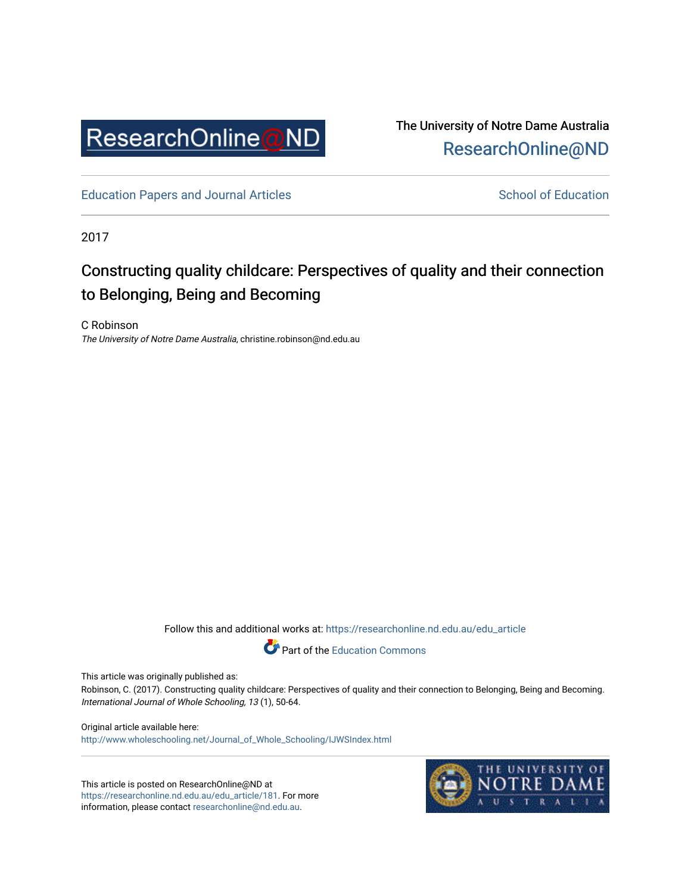ResearchOnline@ND

The University of Notre Dame Australia
ResearchOnline@ND

Education Papers and Journal Articles | School of Education

2017

# Constructing quality childcare: Perspectives of quality and their connection to Belonging, Being and Becoming

C Robinson
*The University of Notre Dame Australia*, christine.robinson@nd.edu.au

Follow this and additional works at: https://researchonline.nd.edu.au/edu_article

Part of the Education Commons

This article was originally published as:
Robinson, C. (2017). Constructing quality childcare: Perspectives of quality and their connection to Belonging, Being and Becoming. *International Journal of Whole Schooling, 13* (1), 50-64.

Original article available here:
http://www.wholeschooling.net/Journal_of_Whole_Schooling/IJWSIndex.html

This article is posted on ResearchOnline@ND at https://researchonline.nd.edu.au/edu_article/181. For more information, please contact researchonline@nd.edu.au.

THE UNIVERSITY OF NOTRE DAME AUSTRALIA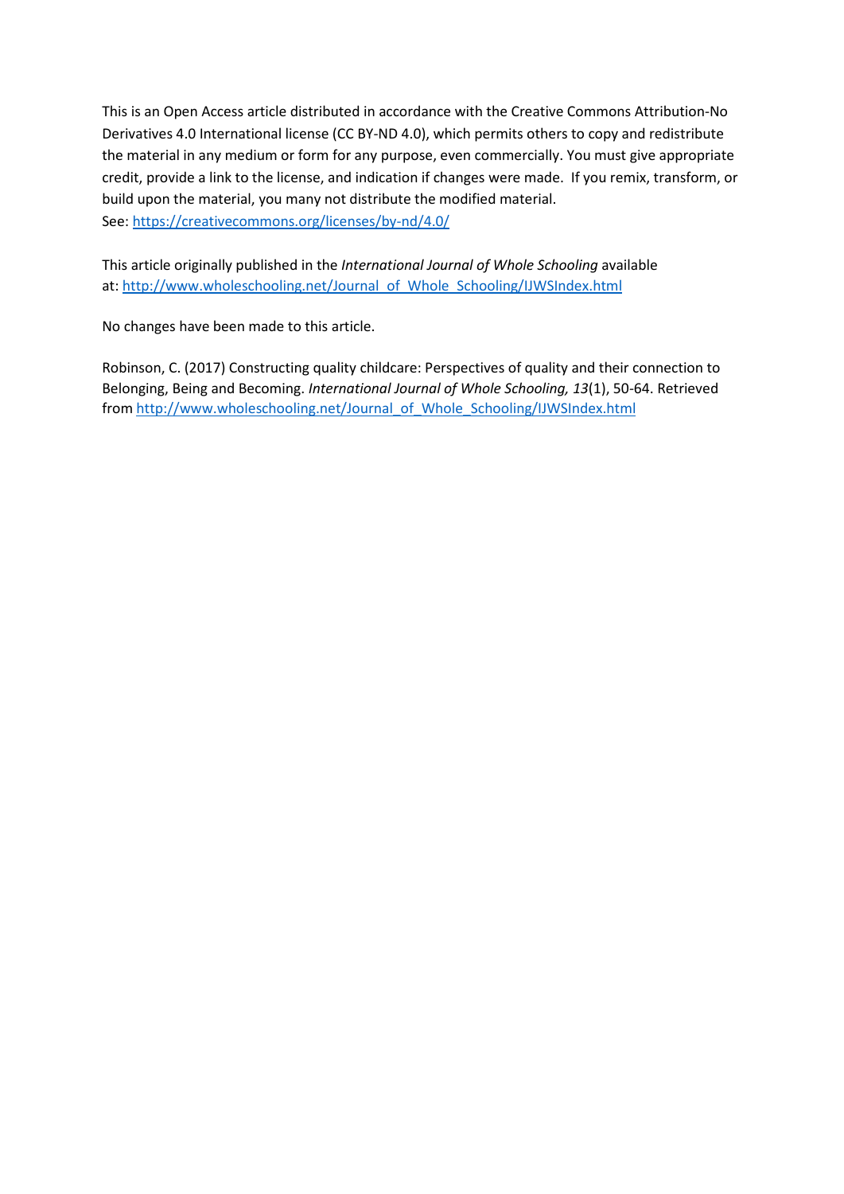This is an Open Access article distributed in accordance with the Creative Commons Attribution-No Derivatives 4.0 International license (CC BY-ND 4.0), which permits others to copy and redistribute the material in any medium or form for any purpose, even commercially. You must give appropriate credit, provide a link to the license, and indication if changes were made. If you remix, transform, or build upon the material, you many not distribute the modified material.
See: [https://creativecommons.org/licenses/by-nd/4.0/](https://creativecommons.org/licenses/by-nd/4.0/)

This article originally published in the *International Journal of Whole Schooling* available at: [http://www.wholeschooling.net/Journal_of_Whole_Schooling/IJWSIndex.html](http://www.wholeschooling.net/Journal_of_Whole_Schooling/IJWSIndex.html)

No changes have been made to this article.

Robinson, C. (2017) Constructing quality childcare: Perspectives of quality and their connection to Belonging, Being and Becoming. *International Journal of Whole Schooling, 13*(1), 50-64. Retrieved from [http://www.wholeschooling.net/Journal_of_Whole_Schooling/IJWSIndex.html](http://www.wholeschooling.net/Journal_of_Whole_Schooling/IJWSIndex.html)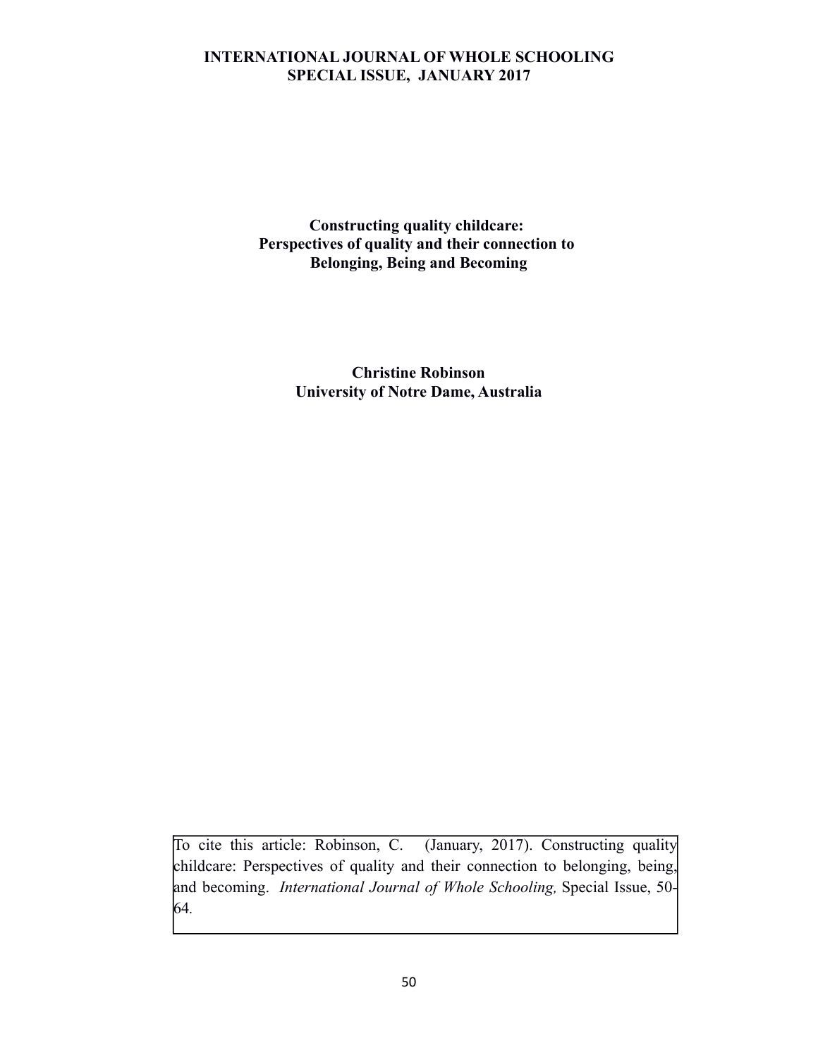# Constructing quality childcare: Perspectives of quality and their connection to Belonging, Being and Becoming

**Christine Robinson**
**University of Notre Dame, Australia**

To cite this article: Robinson, C. (January, 2017). Constructing quality childcare: Perspectives of quality and their connection to belonging, being, and becoming. *International Journal of Whole Schooling,* Special Issue, 50-64.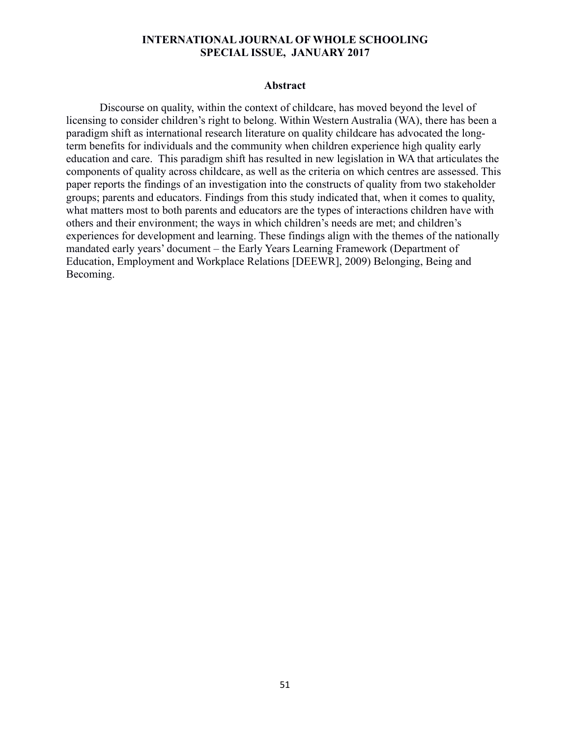## Abstract

Discourse on quality, within the context of childcare, has moved beyond the level of licensing to consider children's right to belong. Within Western Australia (WA), there has been a paradigm shift as international research literature on quality childcare has advocated the long-term benefits for individuals and the community when children experience high quality early education and care. This paradigm shift has resulted in new legislation in WA that articulates the components of quality across childcare, as well as the criteria on which centres are assessed. This paper reports the findings of an investigation into the constructs of quality from two stakeholder groups; parents and educators. Findings from this study indicated that, when it comes to quality, what matters most to both parents and educators are the types of interactions children have with others and their environment; the ways in which children's needs are met; and children's experiences for development and learning. These findings align with the themes of the nationally mandated early years' document – the Early Years Learning Framework (Department of Education, Employment and Workplace Relations [DEEWR], 2009) Belonging, Being and Becoming.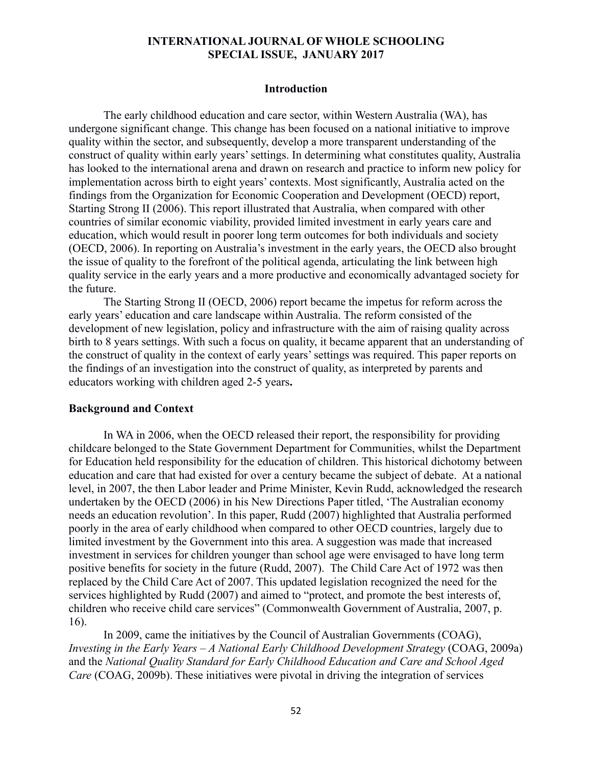## Introduction

The early childhood education and care sector, within Western Australia (WA), has undergone significant change. This change has been focused on a national initiative to improve quality within the sector, and subsequently, develop a more transparent understanding of the construct of quality within early years' settings. In determining what constitutes quality, Australia has looked to the international arena and drawn on research and practice to inform new policy for implementation across birth to eight years' contexts. Most significantly, Australia acted on the findings from the Organization for Economic Cooperation and Development (OECD) report, Starting Strong II (2006). This report illustrated that Australia, when compared with other countries of similar economic viability, provided limited investment in early years care and education, which would result in poorer long term outcomes for both individuals and society (OECD, 2006). In reporting on Australia's investment in the early years, the OECD also brought the issue of quality to the forefront of the political agenda, articulating the link between high quality service in the early years and a more productive and economically advantaged society for the future.

The Starting Strong II (OECD, 2006) report became the impetus for reform across the early years' education and care landscape within Australia. The reform consisted of the development of new legislation, policy and infrastructure with the aim of raising quality across birth to 8 years settings. With such a focus on quality, it became apparent that an understanding of the construct of quality in the context of early years' settings was required. This paper reports on the findings of an investigation into the construct of quality, as interpreted by parents and educators working with children aged 2-5 years**.**

### Background and Context

In WA in 2006, when the OECD released their report, the responsibility for providing childcare belonged to the State Government Department for Communities, whilst the Department for Education held responsibility for the education of children. This historical dichotomy between education and care that had existed for over a century became the subject of debate. At a national level, in 2007, the then Labor leader and Prime Minister, Kevin Rudd, acknowledged the research undertaken by the OECD (2006) in his New Directions Paper titled, 'The Australian economy needs an education revolution'. In this paper, Rudd (2007) highlighted that Australia performed poorly in the area of early childhood when compared to other OECD countries, largely due to limited investment by the Government into this area. A suggestion was made that increased investment in services for children younger than school age were envisaged to have long term positive benefits for society in the future (Rudd, 2007). The Child Care Act of 1972 was then replaced by the Child Care Act of 2007. This updated legislation recognized the need for the services highlighted by Rudd (2007) and aimed to "protect, and promote the best interests of, children who receive child care services" (Commonwealth Government of Australia, 2007, p. 16).

In 2009, came the initiatives by the Council of Australian Governments (COAG), *Investing in the Early Years – A National Early Childhood Development Strategy* (COAG, 2009a) and the *National Quality Standard for Early Childhood Education and Care and School Aged Care* (COAG, 2009b). These initiatives were pivotal in driving the integration of services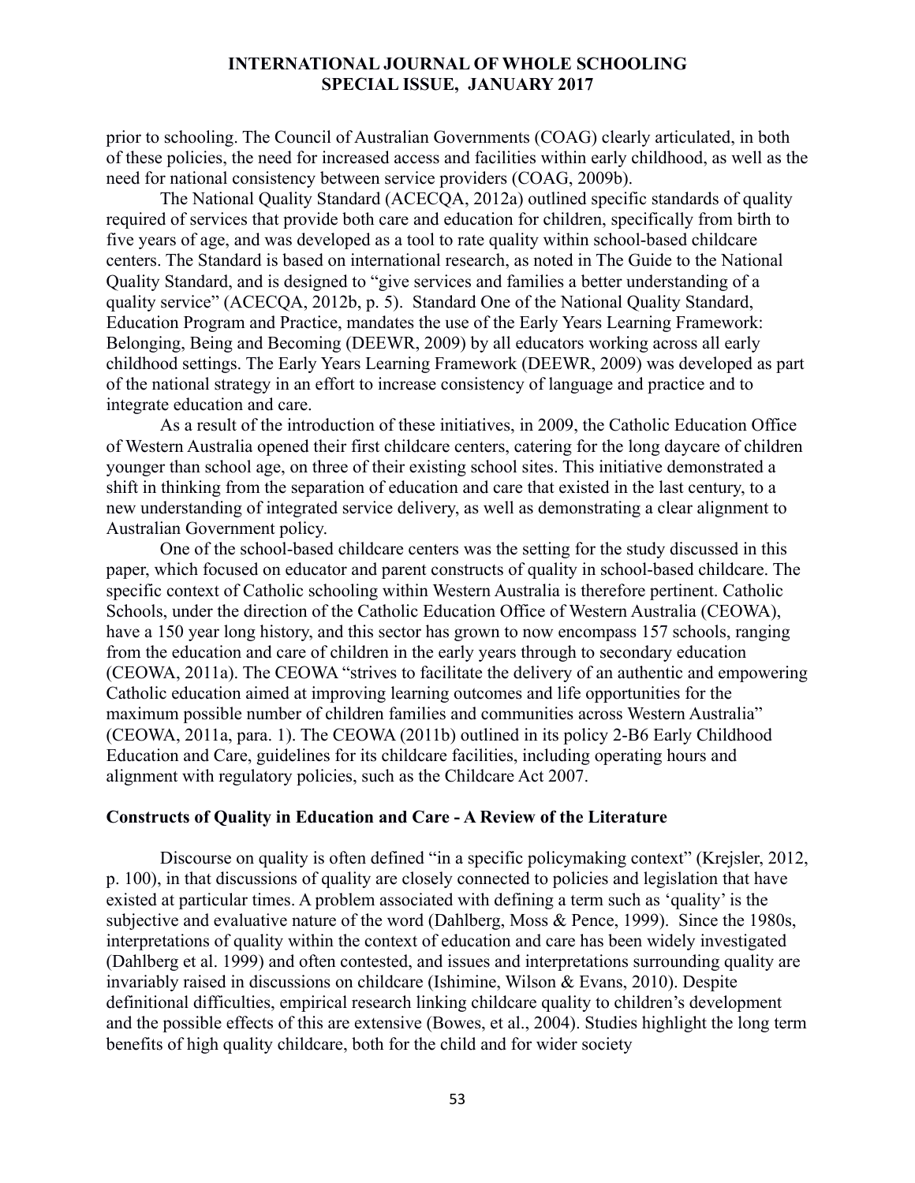prior to schooling. The Council of Australian Governments (COAG) clearly articulated, in both of these policies, the need for increased access and facilities within early childhood, as well as the need for national consistency between service providers (COAG, 2009b).

The National Quality Standard (ACECQA, 2012a) outlined specific standards of quality required of services that provide both care and education for children, specifically from birth to five years of age, and was developed as a tool to rate quality within school-based childcare centers. The Standard is based on international research, as noted in The Guide to the National Quality Standard, and is designed to "give services and families a better understanding of a quality service" (ACECQA, 2012b, p. 5). Standard One of the National Quality Standard, Education Program and Practice, mandates the use of the Early Years Learning Framework: Belonging, Being and Becoming (DEEWR, 2009) by all educators working across all early childhood settings. The Early Years Learning Framework (DEEWR, 2009) was developed as part of the national strategy in an effort to increase consistency of language and practice and to integrate education and care.

As a result of the introduction of these initiatives, in 2009, the Catholic Education Office of Western Australia opened their first childcare centers, catering for the long daycare of children younger than school age, on three of their existing school sites. This initiative demonstrated a shift in thinking from the separation of education and care that existed in the last century, to a new understanding of integrated service delivery, as well as demonstrating a clear alignment to Australian Government policy.

One of the school-based childcare centers was the setting for the study discussed in this paper, which focused on educator and parent constructs of quality in school-based childcare. The specific context of Catholic schooling within Western Australia is therefore pertinent. Catholic Schools, under the direction of the Catholic Education Office of Western Australia (CEOWA), have a 150 year long history, and this sector has grown to now encompass 157 schools, ranging from the education and care of children in the early years through to secondary education (CEOWA, 2011a). The CEOWA "strives to facilitate the delivery of an authentic and empowering Catholic education aimed at improving learning outcomes and life opportunities for the maximum possible number of children families and communities across Western Australia" (CEOWA, 2011a, para. 1). The CEOWA (2011b) outlined in its policy 2-B6 Early Childhood Education and Care, guidelines for its childcare facilities, including operating hours and alignment with regulatory policies, such as the Childcare Act 2007.

## Constructs of Quality in Education and Care - A Review of the Literature

Discourse on quality is often defined "in a specific policymaking context" (Krejsler, 2012, p. 100), in that discussions of quality are closely connected to policies and legislation that have existed at particular times. A problem associated with defining a term such as 'quality' is the subjective and evaluative nature of the word (Dahlberg, Moss & Pence, 1999). Since the 1980s, interpretations of quality within the context of education and care has been widely investigated (Dahlberg et al. 1999) and often contested, and issues and interpretations surrounding quality are invariably raised in discussions on childcare (Ishimine, Wilson & Evans, 2010). Despite definitional difficulties, empirical research linking childcare quality to children's development and the possible effects of this are extensive (Bowes, et al., 2004). Studies highlight the long term benefits of high quality childcare, both for the child and for wider society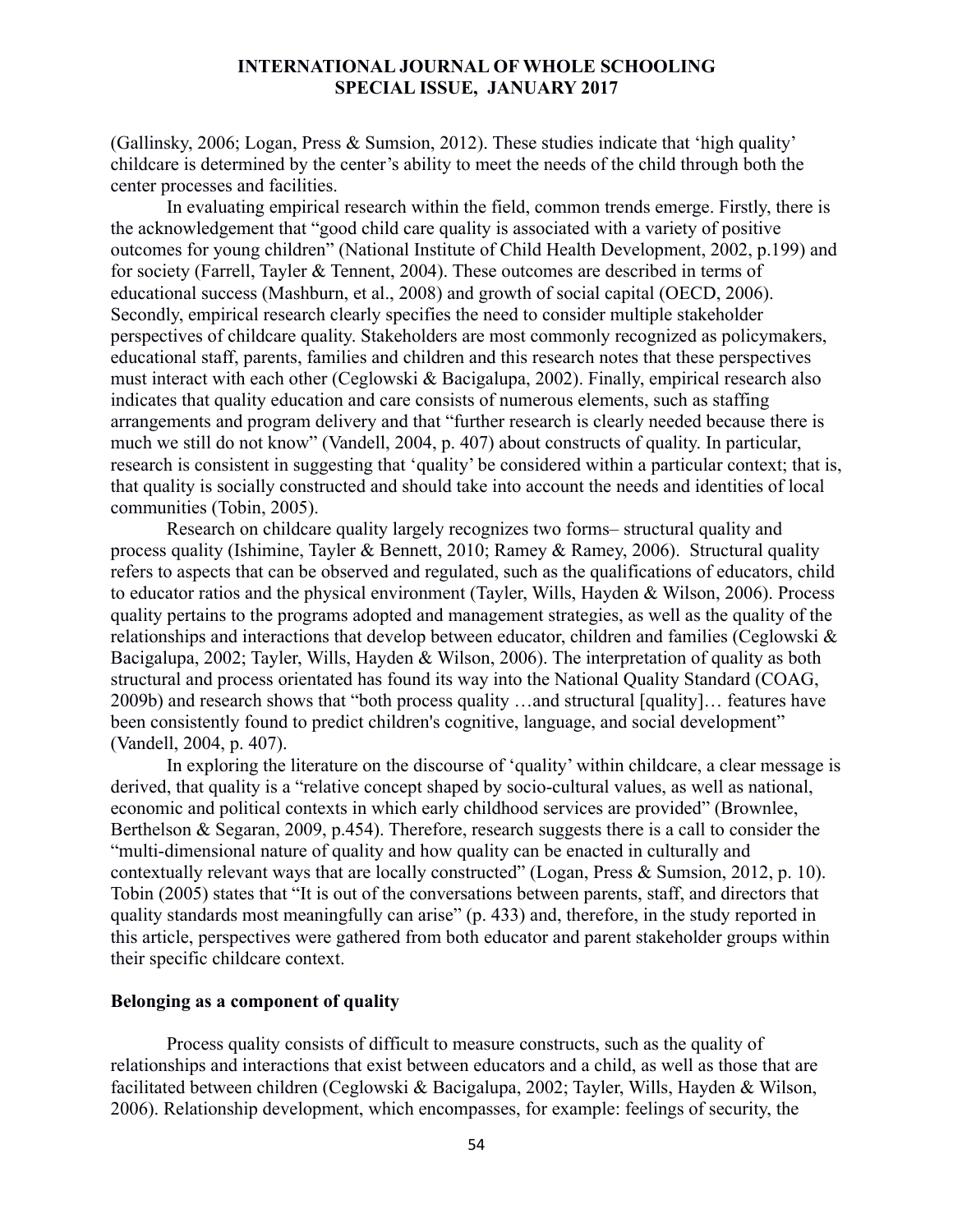(Gallinsky, 2006; Logan, Press & Sumsion, 2012). These studies indicate that 'high quality' childcare is determined by the center's ability to meet the needs of the child through both the center processes and facilities.

In evaluating empirical research within the field, common trends emerge. Firstly, there is the acknowledgement that "good child care quality is associated with a variety of positive outcomes for young children" (National Institute of Child Health Development, 2002, p.199) and for society (Farrell, Tayler & Tennent, 2004). These outcomes are described in terms of educational success (Mashburn, et al., 2008) and growth of social capital (OECD, 2006). Secondly, empirical research clearly specifies the need to consider multiple stakeholder perspectives of childcare quality. Stakeholders are most commonly recognized as policymakers, educational staff, parents, families and children and this research notes that these perspectives must interact with each other (Ceglowski & Bacigalupa, 2002). Finally, empirical research also indicates that quality education and care consists of numerous elements, such as staffing arrangements and program delivery and that "further research is clearly needed because there is much we still do not know" (Vandell, 2004, p. 407) about constructs of quality. In particular, research is consistent in suggesting that 'quality' be considered within a particular context; that is, that quality is socially constructed and should take into account the needs and identities of local communities (Tobin, 2005).

Research on childcare quality largely recognizes two forms– structural quality and process quality (Ishimine, Tayler & Bennett, 2010; Ramey & Ramey, 2006). Structural quality refers to aspects that can be observed and regulated, such as the qualifications of educators, child to educator ratios and the physical environment (Tayler, Wills, Hayden & Wilson, 2006). Process quality pertains to the programs adopted and management strategies, as well as the quality of the relationships and interactions that develop between educator, children and families (Ceglowski & Bacigalupa, 2002; Tayler, Wills, Hayden & Wilson, 2006). The interpretation of quality as both structural and process orientated has found its way into the National Quality Standard (COAG, 2009b) and research shows that "both process quality …and structural [quality]… features have been consistently found to predict children's cognitive, language, and social development" (Vandell, 2004, p. 407).

In exploring the literature on the discourse of 'quality' within childcare, a clear message is derived, that quality is a "relative concept shaped by socio-cultural values, as well as national, economic and political contexts in which early childhood services are provided" (Brownlee, Berthelson & Segaran, 2009, p.454). Therefore, research suggests there is a call to consider the "multi-dimensional nature of quality and how quality can be enacted in culturally and contextually relevant ways that are locally constructed" (Logan, Press & Sumsion, 2012, p. 10). Tobin (2005) states that "It is out of the conversations between parents, staff, and directors that quality standards most meaningfully can arise" (p. 433) and, therefore, in the study reported in this article, perspectives were gathered from both educator and parent stakeholder groups within their specific childcare context.

## Belonging as a component of quality

Process quality consists of difficult to measure constructs, such as the quality of relationships and interactions that exist between educators and a child, as well as those that are facilitated between children (Ceglowski & Bacigalupa, 2002; Tayler, Wills, Hayden & Wilson, 2006). Relationship development, which encompasses, for example: feelings of security, the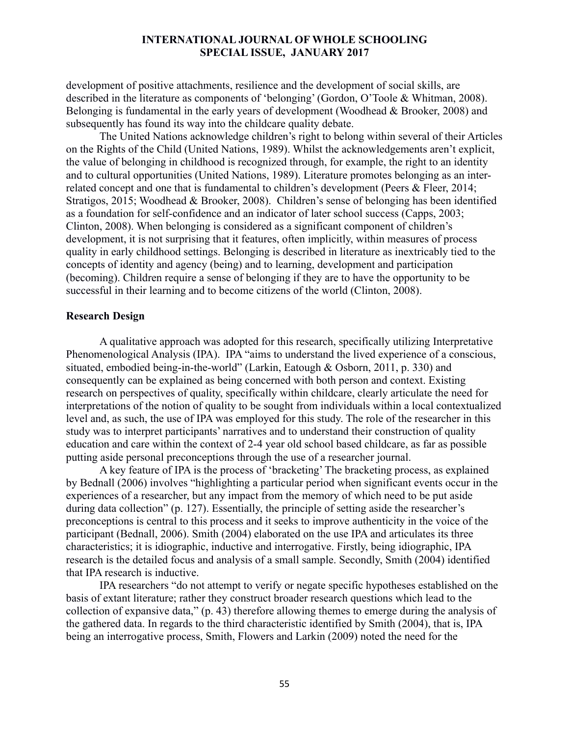development of positive attachments, resilience and the development of social skills, are described in the literature as components of 'belonging' (Gordon, O'Toole & Whitman, 2008). Belonging is fundamental in the early years of development (Woodhead & Brooker, 2008) and subsequently has found its way into the childcare quality debate.

The United Nations acknowledge children's right to belong within several of their Articles on the Rights of the Child (United Nations, 1989). Whilst the acknowledgements aren't explicit, the value of belonging in childhood is recognized through, for example, the right to an identity and to cultural opportunities (United Nations, 1989). Literature promotes belonging as an inter-related concept and one that is fundamental to children's development (Peers & Fleer, 2014; Stratigos, 2015; Woodhead & Brooker, 2008). Children's sense of belonging has been identified as a foundation for self-confidence and an indicator of later school success (Capps, 2003; Clinton, 2008). When belonging is considered as a significant component of children's development, it is not surprising that it features, often implicitly, within measures of process quality in early childhood settings. Belonging is described in literature as inextricably tied to the concepts of identity and agency (being) and to learning, development and participation (becoming). Children require a sense of belonging if they are to have the opportunity to be successful in their learning and to become citizens of the world (Clinton, 2008).

## Research Design

A qualitative approach was adopted for this research, specifically utilizing Interpretative Phenomenological Analysis (IPA). IPA "aims to understand the lived experience of a conscious, situated, embodied being-in-the-world" (Larkin, Eatough & Osborn, 2011, p. 330) and consequently can be explained as being concerned with both person and context. Existing research on perspectives of quality, specifically within childcare, clearly articulate the need for interpretations of the notion of quality to be sought from individuals within a local contextualized level and, as such, the use of IPA was employed for this study. The role of the researcher in this study was to interpret participants' narratives and to understand their construction of quality education and care within the context of 2-4 year old school based childcare, as far as possible putting aside personal preconceptions through the use of a researcher journal.

A key feature of IPA is the process of 'bracketing' The bracketing process, as explained by Bednall (2006) involves "highlighting a particular period when significant events occur in the experiences of a researcher, but any impact from the memory of which need to be put aside during data collection" (p. 127). Essentially, the principle of setting aside the researcher's preconceptions is central to this process and it seeks to improve authenticity in the voice of the participant (Bednall, 2006). Smith (2004) elaborated on the use IPA and articulates its three characteristics; it is idiographic, inductive and interrogative. Firstly, being idiographic, IPA research is the detailed focus and analysis of a small sample. Secondly, Smith (2004) identified that IPA research is inductive.

IPA researchers "do not attempt to verify or negate specific hypotheses established on the basis of extant literature; rather they construct broader research questions which lead to the collection of expansive data," (p. 43) therefore allowing themes to emerge during the analysis of the gathered data. In regards to the third characteristic identified by Smith (2004), that is, IPA being an interrogative process, Smith, Flowers and Larkin (2009) noted the need for the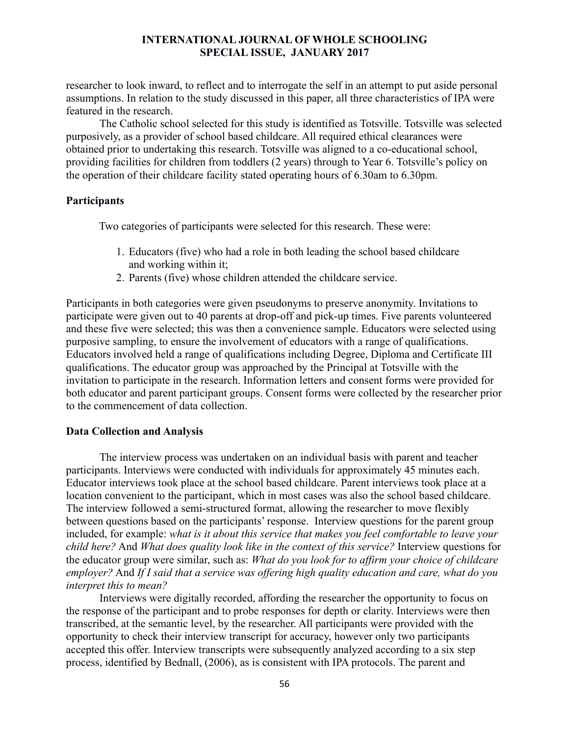researcher to look inward, to reflect and to interrogate the self in an attempt to put aside personal assumptions. In relation to the study discussed in this paper, all three characteristics of IPA were featured in the research.

The Catholic school selected for this study is identified as Totsville. Totsville was selected purposively, as a provider of school based childcare. All required ethical clearances were obtained prior to undertaking this research. Totsville was aligned to a co-educational school, providing facilities for children from toddlers (2 years) through to Year 6. Totsville's policy on the operation of their childcare facility stated operating hours of 6.30am to 6.30pm.

### Participants

Two categories of participants were selected for this research. These were:

1. Educators (five) who had a role in both leading the school based childcare and working within it;
2. Parents (five) whose children attended the childcare service.

Participants in both categories were given pseudonyms to preserve anonymity. Invitations to participate were given out to 40 parents at drop-off and pick-up times. Five parents volunteered and these five were selected; this was then a convenience sample. Educators were selected using purposive sampling, to ensure the involvement of educators with a range of qualifications. Educators involved held a range of qualifications including Degree, Diploma and Certificate III qualifications. The educator group was approached by the Principal at Totsville with the invitation to participate in the research. Information letters and consent forms were provided for both educator and parent participant groups. Consent forms were collected by the researcher prior to the commencement of data collection.

### Data Collection and Analysis

The interview process was undertaken on an individual basis with parent and teacher participants. Interviews were conducted with individuals for approximately 45 minutes each. Educator interviews took place at the school based childcare. Parent interviews took place at a location convenient to the participant, which in most cases was also the school based childcare. The interview followed a semi-structured format, allowing the researcher to move flexibly between questions based on the participants' response. Interview questions for the parent group included, for example: *what is it about this service that makes you feel comfortable to leave your child here?* And *What does quality look like in the context of this service?* Interview questions for the educator group were similar, such as: *What do you look for to affirm your choice of childcare employer?* And *If I said that a service was offering high quality education and care, what do you interpret this to mean?*

Interviews were digitally recorded, affording the researcher the opportunity to focus on the response of the participant and to probe responses for depth or clarity. Interviews were then transcribed, at the semantic level, by the researcher. All participants were provided with the opportunity to check their interview transcript for accuracy, however only two participants accepted this offer. Interview transcripts were subsequently analyzed according to a six step process, identified by Bednall, (2006), as is consistent with IPA protocols. The parent and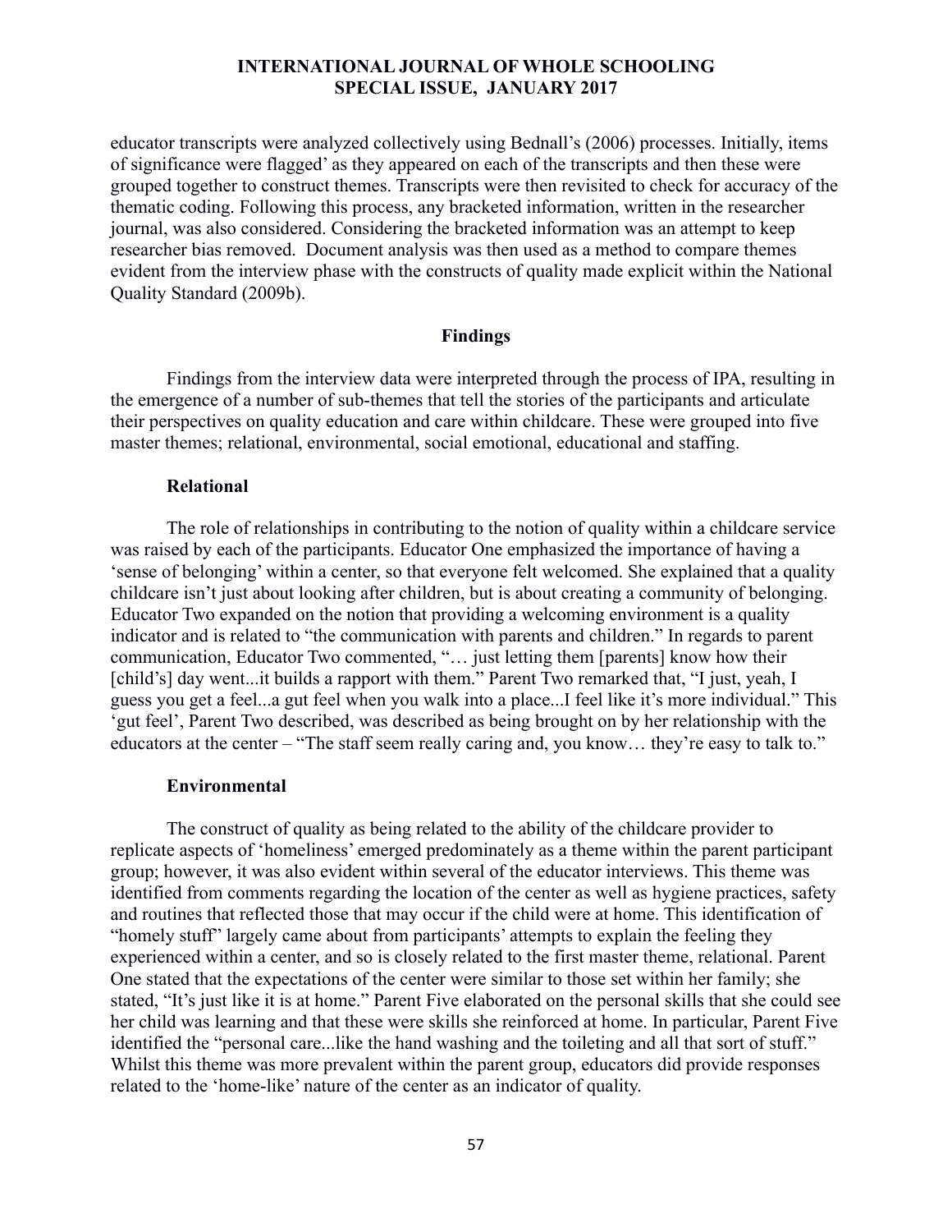educator transcripts were analyzed collectively using Bednall's (2006) processes. Initially, items of significance were flagged' as they appeared on each of the transcripts and then these were grouped together to construct themes. Transcripts were then revisited to check for accuracy of the thematic coding. Following this process, any bracketed information, written in the researcher journal, was also considered. Considering the bracketed information was an attempt to keep researcher bias removed. Document analysis was then used as a method to compare themes evident from the interview phase with the constructs of quality made explicit within the National Quality Standard (2009b).

## Findings

Findings from the interview data were interpreted through the process of IPA, resulting in the emergence of a number of sub-themes that tell the stories of the participants and articulate their perspectives on quality education and care within childcare. These were grouped into five master themes; relational, environmental, social emotional, educational and staffing.

### Relational

The role of relationships in contributing to the notion of quality within a childcare service was raised by each of the participants. Educator One emphasized the importance of having a 'sense of belonging' within a center, so that everyone felt welcomed. She explained that a quality childcare isn't just about looking after children, but is about creating a community of belonging. Educator Two expanded on the notion that providing a welcoming environment is a quality indicator and is related to "the communication with parents and children." In regards to parent communication, Educator Two commented, "… just letting them [parents] know how their [child's] day went...it builds a rapport with them." Parent Two remarked that, "I just, yeah, I guess you get a feel...a gut feel when you walk into a place...I feel like it's more individual." This 'gut feel', Parent Two described, was described as being brought on by her relationship with the educators at the center – "The staff seem really caring and, you know… they're easy to talk to."

### Environmental

The construct of quality as being related to the ability of the childcare provider to replicate aspects of 'homeliness' emerged predominately as a theme within the parent participant group; however, it was also evident within several of the educator interviews. This theme was identified from comments regarding the location of the center as well as hygiene practices, safety and routines that reflected those that may occur if the child were at home. This identification of "homely stuff" largely came about from participants' attempts to explain the feeling they experienced within a center, and so is closely related to the first master theme, relational. Parent One stated that the expectations of the center were similar to those set within her family; she stated, "It's just like it is at home." Parent Five elaborated on the personal skills that she could see her child was learning and that these were skills she reinforced at home. In particular, Parent Five identified the "personal care...like the hand washing and the toileting and all that sort of stuff." Whilst this theme was more prevalent within the parent group, educators did provide responses related to the 'home-like' nature of the center as an indicator of quality.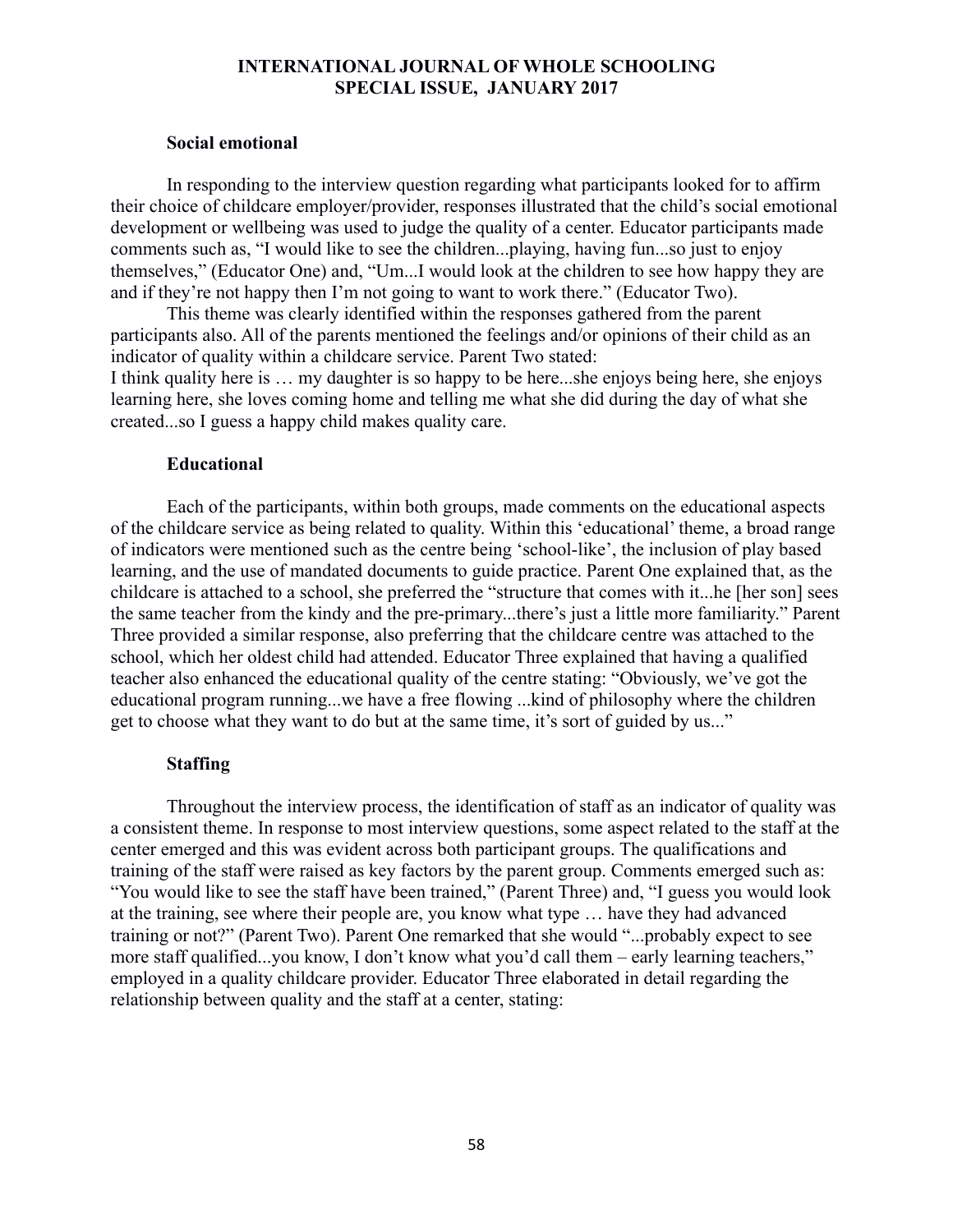### Social emotional

In responding to the interview question regarding what participants looked for to affirm their choice of childcare employer/provider, responses illustrated that the child's social emotional development or wellbeing was used to judge the quality of a center. Educator participants made comments such as, "I would like to see the children...playing, having fun...so just to enjoy themselves," (Educator One) and, "Um...I would look at the children to see how happy they are and if they're not happy then I'm not going to want to work there." (Educator Two).

This theme was clearly identified within the responses gathered from the parent participants also. All of the parents mentioned the feelings and/or opinions of their child as an indicator of quality within a childcare service. Parent Two stated:

I think quality here is … my daughter is so happy to be here...she enjoys being here, she enjoys learning here, she loves coming home and telling me what she did during the day of what she created...so I guess a happy child makes quality care.

### Educational

Each of the participants, within both groups, made comments on the educational aspects of the childcare service as being related to quality. Within this 'educational' theme, a broad range of indicators were mentioned such as the centre being 'school-like', the inclusion of play based learning, and the use of mandated documents to guide practice. Parent One explained that, as the childcare is attached to a school, she preferred the "structure that comes with it...he [her son] sees the same teacher from the kindy and the pre-primary...there's just a little more familiarity." Parent Three provided a similar response, also preferring that the childcare centre was attached to the school, which her oldest child had attended. Educator Three explained that having a qualified teacher also enhanced the educational quality of the centre stating: "Obviously, we've got the educational program running...we have a free flowing ...kind of philosophy where the children get to choose what they want to do but at the same time, it's sort of guided by us..."

### Staffing

Throughout the interview process, the identification of staff as an indicator of quality was a consistent theme. In response to most interview questions, some aspect related to the staff at the center emerged and this was evident across both participant groups. The qualifications and training of the staff were raised as key factors by the parent group. Comments emerged such as: "You would like to see the staff have been trained," (Parent Three) and, "I guess you would look at the training, see where their people are, you know what type … have they had advanced training or not?" (Parent Two). Parent One remarked that she would "...probably expect to see more staff qualified...you know, I don't know what you'd call them – early learning teachers," employed in a quality childcare provider. Educator Three elaborated in detail regarding the relationship between quality and the staff at a center, stating: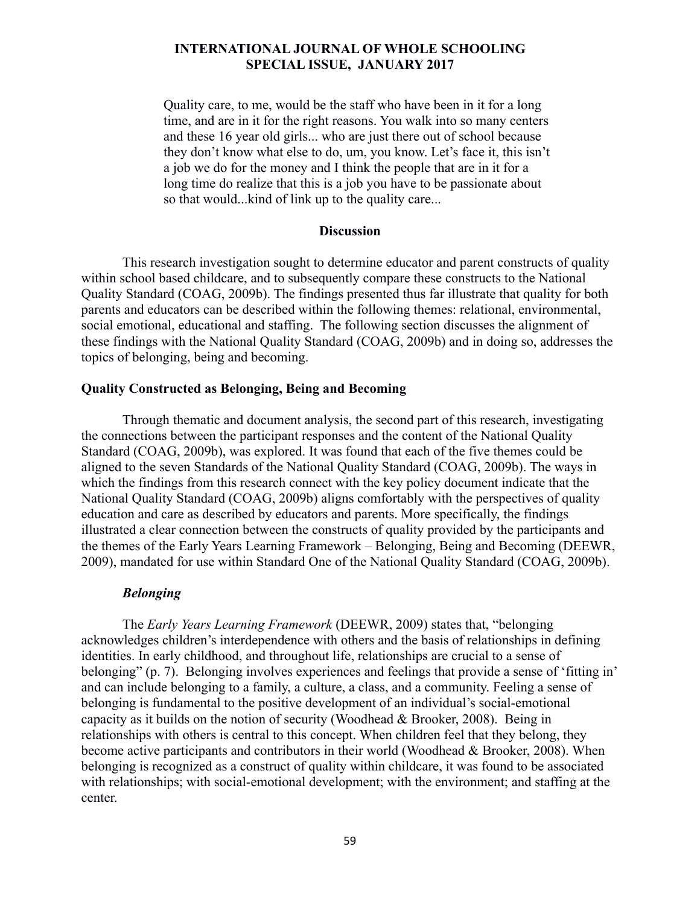> Quality care, to me, would be the staff who have been in it for a long time, and are in it for the right reasons. You walk into so many centers and these 16 year old girls... who are just there out of school because they don't know what else to do, um, you know. Let's face it, this isn't a job we do for the money and I think the people that are in it for a long time do realize that this is a job you have to be passionate about so that would...kind of link up to the quality care...

## Discussion

This research investigation sought to determine educator and parent constructs of quality within school based childcare, and to subsequently compare these constructs to the National Quality Standard (COAG, 2009b). The findings presented thus far illustrate that quality for both parents and educators can be described within the following themes: relational, environmental, social emotional, educational and staffing. The following section discusses the alignment of these findings with the National Quality Standard (COAG, 2009b) and in doing so, addresses the topics of belonging, being and becoming.

### Quality Constructed as Belonging, Being and Becoming

Through thematic and document analysis, the second part of this research, investigating the connections between the participant responses and the content of the National Quality Standard (COAG, 2009b), was explored. It was found that each of the five themes could be aligned to the seven Standards of the National Quality Standard (COAG, 2009b). The ways in which the findings from this research connect with the key policy document indicate that the National Quality Standard (COAG, 2009b) aligns comfortably with the perspectives of quality education and care as described by educators and parents. More specifically, the findings illustrated a clear connection between the constructs of quality provided by the participants and the themes of the Early Years Learning Framework – Belonging, Being and Becoming (DEEWR, 2009), mandated for use within Standard One of the National Quality Standard (COAG, 2009b).

#### *Belonging*

The *Early Years Learning Framework* (DEEWR, 2009) states that, "belonging acknowledges children's interdependence with others and the basis of relationships in defining identities. In early childhood, and throughout life, relationships are crucial to a sense of belonging" (p. 7). Belonging involves experiences and feelings that provide a sense of 'fitting in' and can include belonging to a family, a culture, a class, and a community. Feeling a sense of belonging is fundamental to the positive development of an individual's social-emotional capacity as it builds on the notion of security (Woodhead & Brooker, 2008). Being in relationships with others is central to this concept. When children feel that they belong, they become active participants and contributors in their world (Woodhead & Brooker, 2008). When belonging is recognized as a construct of quality within childcare, it was found to be associated with relationships; with social-emotional development; with the environment; and staffing at the center.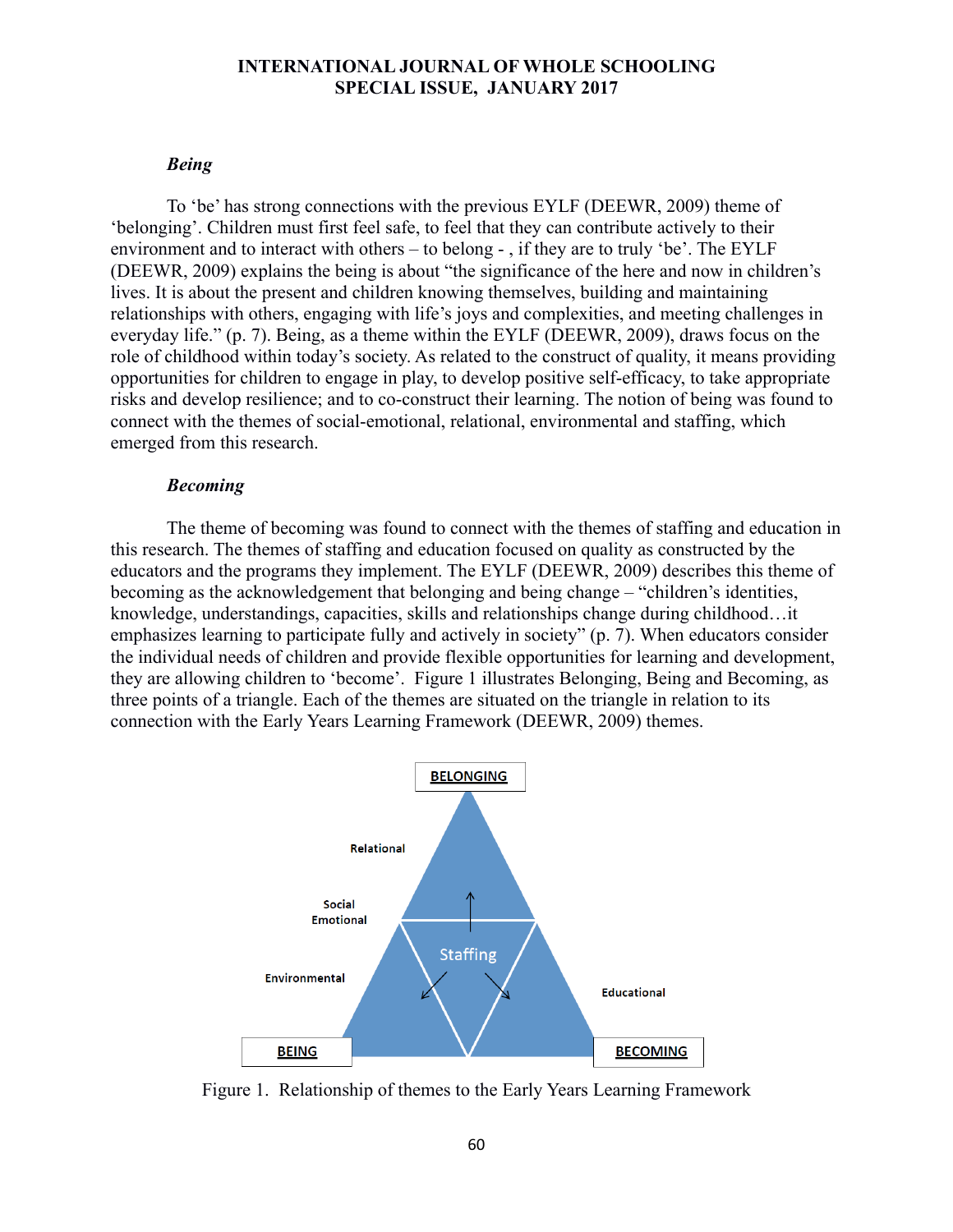### *Being*

To 'be' has strong connections with the previous EYLF (DEEWR, 2009) theme of 'belonging'. Children must first feel safe, to feel that they can contribute actively to their environment and to interact with others – to belong - , if they are to truly 'be'. The EYLF (DEEWR, 2009) explains the being is about "the significance of the here and now in children's lives. It is about the present and children knowing themselves, building and maintaining relationships with others, engaging with life's joys and complexities, and meeting challenges in everyday life." (p. 7). Being, as a theme within the EYLF (DEEWR, 2009), draws focus on the role of childhood within today's society. As related to the construct of quality, it means providing opportunities for children to engage in play, to develop positive self-efficacy, to take appropriate risks and develop resilience; and to co-construct their learning. The notion of being was found to connect with the themes of social-emotional, relational, environmental and staffing, which emerged from this research.

### *Becoming*

The theme of becoming was found to connect with the themes of staffing and education in this research. The themes of staffing and education focused on quality as constructed by the educators and the programs they implement. The EYLF (DEEWR, 2009) describes this theme of becoming as the acknowledgement that belonging and being change – "children's identities, knowledge, understandings, capacities, skills and relationships change during childhood…it emphasizes learning to participate fully and actively in society" (p. 7). When educators consider the individual needs of children and provide flexible opportunities for learning and development, they are allowing children to 'become'. Figure 1 illustrates Belonging, Being and Becoming, as three points of a triangle. Each of the themes are situated on the triangle in relation to its connection with the Early Years Learning Framework (DEEWR, 2009) themes.

BELONGING

Relational

Social Emotional

Staffing

Environmental

Educational

BEING

BECOMING

Figure 1. Relationship of themes to the Early Years Learning Framework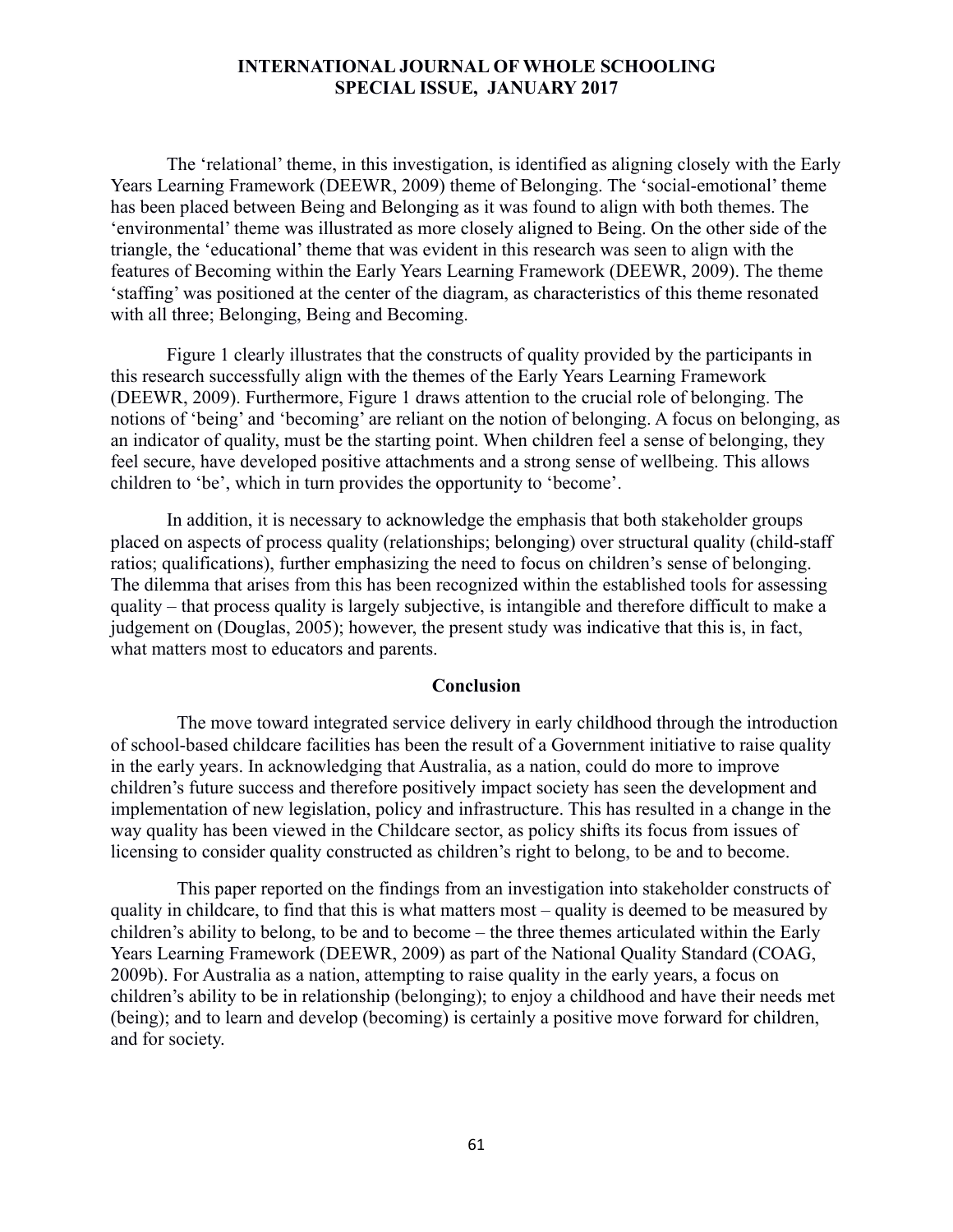The 'relational' theme, in this investigation, is identified as aligning closely with the Early Years Learning Framework (DEEWR, 2009) theme of Belonging. The 'social-emotional' theme has been placed between Being and Belonging as it was found to align with both themes. The 'environmental' theme was illustrated as more closely aligned to Being. On the other side of the triangle, the 'educational' theme that was evident in this research was seen to align with the features of Becoming within the Early Years Learning Framework (DEEWR, 2009). The theme 'staffing' was positioned at the center of the diagram, as characteristics of this theme resonated with all three; Belonging, Being and Becoming.

Figure 1 clearly illustrates that the constructs of quality provided by the participants in this research successfully align with the themes of the Early Years Learning Framework (DEEWR, 2009). Furthermore, Figure 1 draws attention to the crucial role of belonging. The notions of 'being' and 'becoming' are reliant on the notion of belonging. A focus on belonging, as an indicator of quality, must be the starting point. When children feel a sense of belonging, they feel secure, have developed positive attachments and a strong sense of wellbeing. This allows children to 'be', which in turn provides the opportunity to 'become'.

In addition, it is necessary to acknowledge the emphasis that both stakeholder groups placed on aspects of process quality (relationships; belonging) over structural quality (child-staff ratios; qualifications), further emphasizing the need to focus on children's sense of belonging. The dilemma that arises from this has been recognized within the established tools for assessing quality – that process quality is largely subjective, is intangible and therefore difficult to make a judgement on (Douglas, 2005); however, the present study was indicative that this is, in fact, what matters most to educators and parents.

## Conclusion

The move toward integrated service delivery in early childhood through the introduction of school-based childcare facilities has been the result of a Government initiative to raise quality in the early years. In acknowledging that Australia, as a nation, could do more to improve children's future success and therefore positively impact society has seen the development and implementation of new legislation, policy and infrastructure. This has resulted in a change in the way quality has been viewed in the Childcare sector, as policy shifts its focus from issues of licensing to consider quality constructed as children's right to belong, to be and to become.

This paper reported on the findings from an investigation into stakeholder constructs of quality in childcare, to find that this is what matters most – quality is deemed to be measured by children's ability to belong, to be and to become – the three themes articulated within the Early Years Learning Framework (DEEWR, 2009) as part of the National Quality Standard (COAG, 2009b). For Australia as a nation, attempting to raise quality in the early years, a focus on children's ability to be in relationship (belonging); to enjoy a childhood and have their needs met (being); and to learn and develop (becoming) is certainly a positive move forward for children, and for society.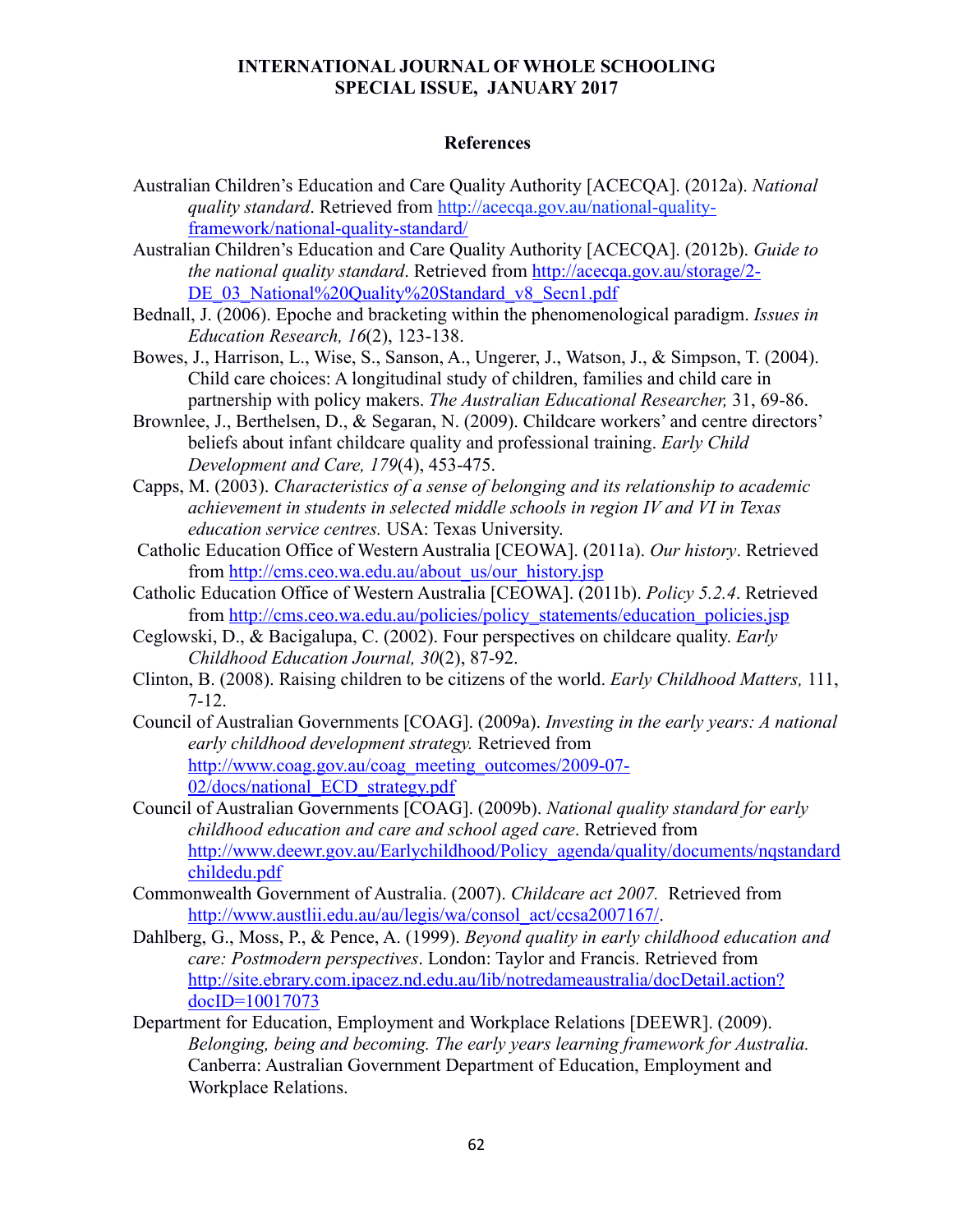## References

Australian Children's Education and Care Quality Authority [ACECQA]. (2012a). *National quality standard*. Retrieved from http://acecqa.gov.au/national-quality-framework/national-quality-standard/

Australian Children's Education and Care Quality Authority [ACECQA]. (2012b). *Guide to the national quality standard*. Retrieved from http://acecqa.gov.au/storage/2-DE_03_National%20Quality%20Standard_v8_Secn1.pdf

Bednall, J. (2006). Epoche and bracketing within the phenomenological paradigm. *Issues in Education Research, 16*(2), 123-138.

Bowes, J., Harrison, L., Wise, S., Sanson, A., Ungerer, J., Watson, J., & Simpson, T. (2004). Child care choices: A longitudinal study of children, families and child care in partnership with policy makers. *The Australian Educational Researcher,* 31, 69-86.

Brownlee, J., Berthelsen, D., & Segaran, N. (2009). Childcare workers' and centre directors' beliefs about infant childcare quality and professional training. *Early Child Development and Care, 179*(4), 453-475.

Capps, M. (2003). *Characteristics of a sense of belonging and its relationship to academic achievement in students in selected middle schools in region IV and VI in Texas education service centres.* USA: Texas University.

Catholic Education Office of Western Australia [CEOWA]. (2011a). *Our history*. Retrieved from http://cms.ceo.wa.edu.au/about_us/our_history.jsp

Catholic Education Office of Western Australia [CEOWA]. (2011b). *Policy 5.2.4*. Retrieved from http://cms.ceo.wa.edu.au/policies/policy_statements/education_policies.jsp

Ceglowski, D., & Bacigalupa, C. (2002). Four perspectives on childcare quality. *Early Childhood Education Journal, 30*(2), 87-92.

Clinton, B. (2008). Raising children to be citizens of the world. *Early Childhood Matters,* 111, 7-12.

Council of Australian Governments [COAG]. (2009a). *Investing in the early years: A national early childhood development strategy.* Retrieved from http://www.coag.gov.au/coag_meeting_outcomes/2009-07-02/docs/national_ECD_strategy.pdf

Council of Australian Governments [COAG]. (2009b). *National quality standard for early childhood education and care and school aged care*. Retrieved from http://www.deewr.gov.au/Earlychildhood/Policy_agenda/quality/documents/nqstandardchildedu.pdf

Commonwealth Government of Australia. (2007). *Childcare act 2007.* Retrieved from http://www.austlii.edu.au/au/legis/wa/consol_act/ccsa2007167/.

Dahlberg, G., Moss, P., & Pence, A. (1999). *Beyond quality in early childhood education and care: Postmodern perspectives*. London: Taylor and Francis. Retrieved from http://site.ebrary.com.ipacez.nd.edu.au/lib/notredameaustralia/docDetail.action?docID=10017073

Department for Education, Employment and Workplace Relations [DEEWR]. (2009). *Belonging, being and becoming. The early years learning framework for Australia.* Canberra: Australian Government Department of Education, Employment and Workplace Relations.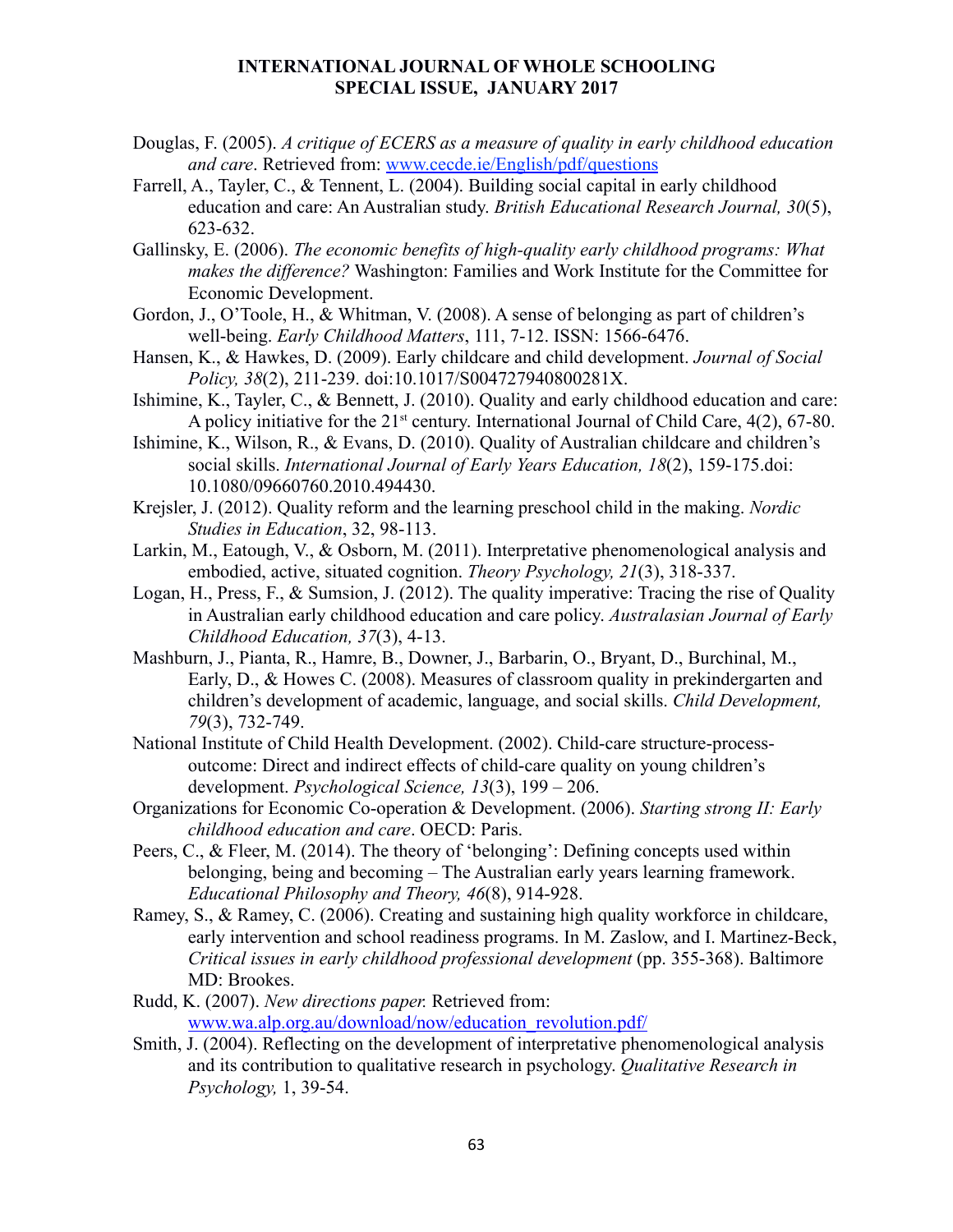Douglas, F. (2005). *A critique of ECERS as a measure of quality in early childhood education and care*. Retrieved from: www.cecde.ie/English/pdf/questions

Farrell, A., Tayler, C., & Tennent, L. (2004). Building social capital in early childhood education and care: An Australian study. *British Educational Research Journal, 30*(5), 623-632.

Gallinsky, E. (2006). *The economic benefits of high-quality early childhood programs: What makes the difference?* Washington: Families and Work Institute for the Committee for Economic Development.

Gordon, J., O'Toole, H., & Whitman, V. (2008). A sense of belonging as part of children's well-being. *Early Childhood Matters*, 111, 7-12. ISSN: 1566-6476.

Hansen, K., & Hawkes, D. (2009). Early childcare and child development. *Journal of Social Policy, 38*(2), 211-239. doi:10.1017/S004727940800281X.

Ishimine, K., Tayler, C., & Bennett, J. (2010). Quality and early childhood education and care: A policy initiative for the 21st century. International Journal of Child Care, 4(2), 67-80.

Ishimine, K., Wilson, R., & Evans, D. (2010). Quality of Australian childcare and children's social skills. *International Journal of Early Years Education, 18*(2), 159-175.doi: 10.1080/09660760.2010.494430.

Krejsler, J. (2012). Quality reform and the learning preschool child in the making. *Nordic Studies in Education*, 32, 98-113.

Larkin, M., Eatough, V., & Osborn, M. (2011). Interpretative phenomenological analysis and embodied, active, situated cognition. *Theory Psychology, 21*(3), 318-337.

Logan, H., Press, F., & Sumsion, J. (2012). The quality imperative: Tracing the rise of Quality in Australian early childhood education and care policy. *Australasian Journal of Early Childhood Education, 37*(3), 4-13.

Mashburn, J., Pianta, R., Hamre, B., Downer, J., Barbarin, O., Bryant, D., Burchinal, M., Early, D., & Howes C. (2008). Measures of classroom quality in prekindergarten and children's development of academic, language, and social skills. *Child Development, 79*(3), 732-749.

National Institute of Child Health Development. (2002). Child-care structure-process-outcome: Direct and indirect effects of child-care quality on young children's development. *Psychological Science, 13*(3), 199 – 206.

Organizations for Economic Co-operation & Development. (2006). *Starting strong II: Early childhood education and care*. OECD: Paris.

Peers, C., & Fleer, M. (2014). The theory of 'belonging': Defining concepts used within belonging, being and becoming – The Australian early years learning framework. *Educational Philosophy and Theory, 46*(8), 914-928.

Ramey, S., & Ramey, C. (2006). Creating and sustaining high quality workforce in childcare, early intervention and school readiness programs. In M. Zaslow, and I. Martinez-Beck, *Critical issues in early childhood professional development* (pp. 355-368). Baltimore MD: Brookes.

Rudd, K. (2007). *New directions paper.* Retrieved from: www.wa.alp.org.au/download/now/education_revolution.pdf/

Smith, J. (2004). Reflecting on the development of interpretative phenomenological analysis and its contribution to qualitative research in psychology. *Qualitative Research in Psychology,* 1, 39-54.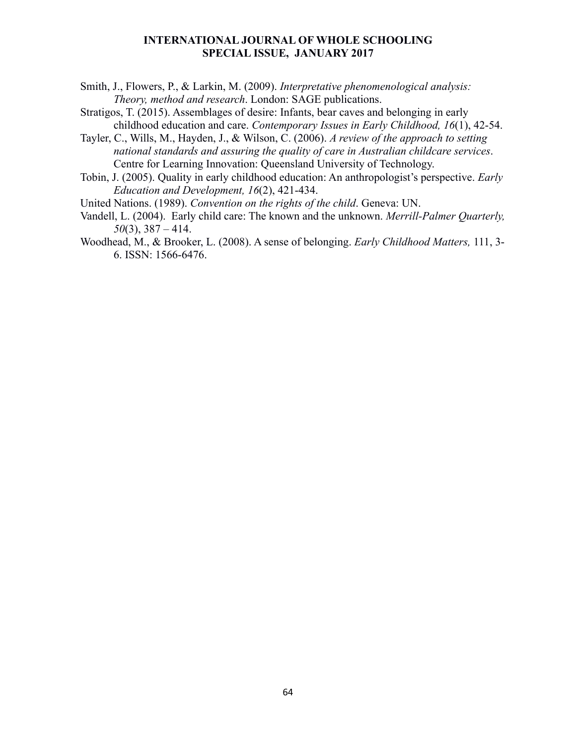Smith, J., Flowers, P., & Larkin, M. (2009). *Interpretative phenomenological analysis: Theory, method and research*. London: SAGE publications.

Stratigos, T. (2015). Assemblages of desire: Infants, bear caves and belonging in early childhood education and care. *Contemporary Issues in Early Childhood, 16*(1), 42-54.

Tayler, C., Wills, M., Hayden, J., & Wilson, C. (2006). *A review of the approach to setting national standards and assuring the quality of care in Australian childcare services*. Centre for Learning Innovation: Queensland University of Technology.

Tobin, J. (2005). Quality in early childhood education: An anthropologist's perspective. *Early Education and Development, 16*(2), 421-434.

United Nations. (1989). *Convention on the rights of the child*. Geneva: UN.

Vandell, L. (2004). Early child care: The known and the unknown. *Merrill-Palmer Quarterly, 50*(3), 387 – 414.

Woodhead, M., & Brooker, L. (2008). A sense of belonging. *Early Childhood Matters,* 111, 3-6. ISSN: 1566-6476.